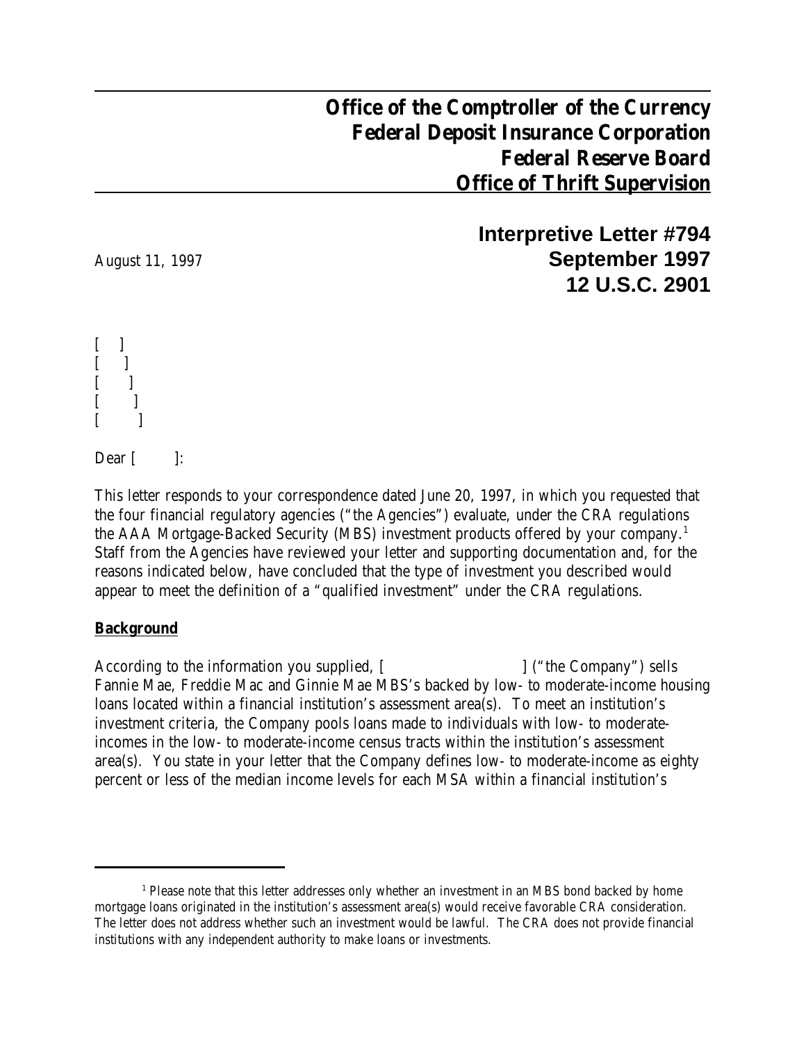**Office of the Comptroller of the Currency**
**Federal Deposit Insurance Corporation**
**Federal Reserve Board**
**Office of Thrift Supervision**

**Interpretive Letter #794**
**September 1997**
**12 U.S.C. 2901**

August 11, 1997

[ ]
[ ]
[ ]
[ ]
[ ]

Dear [ ]:

This letter responds to your correspondence dated June 20, 1997, in which you requested that the four financial regulatory agencies ("the Agencies") evaluate, under the CRA regulations the AAA Mortgage-Backed Security (MBS) investment products offered by your company.[1] Staff from the Agencies have reviewed your letter and supporting documentation and, for the reasons indicated below, have concluded that the type of investment you described would appear to meet the definition of a "qualified investment" under the CRA regulations.

**Background**

According to the information you supplied, [ ] ("the Company") sells Fannie Mae, Freddie Mac and Ginnie Mae MBS's backed by low- to moderate-income housing loans located within a financial institution's assessment area(s). To meet an institution's investment criteria, the Company pools loans made to individuals with low- to moderate-incomes in the low- to moderate-income census tracts within the institution's assessment area(s). You state in your letter that the Company defines low- to moderate-income as eighty percent or less of the median income levels for each MSA within a financial institution's

[1] Please note that this letter addresses only whether an investment in an MBS bond backed by home mortgage loans originated in the institution's assessment area(s) would receive favorable CRA consideration. The letter does not address whether such an investment would be lawful. The CRA does not provide financial institutions with any independent authority to make loans or investments.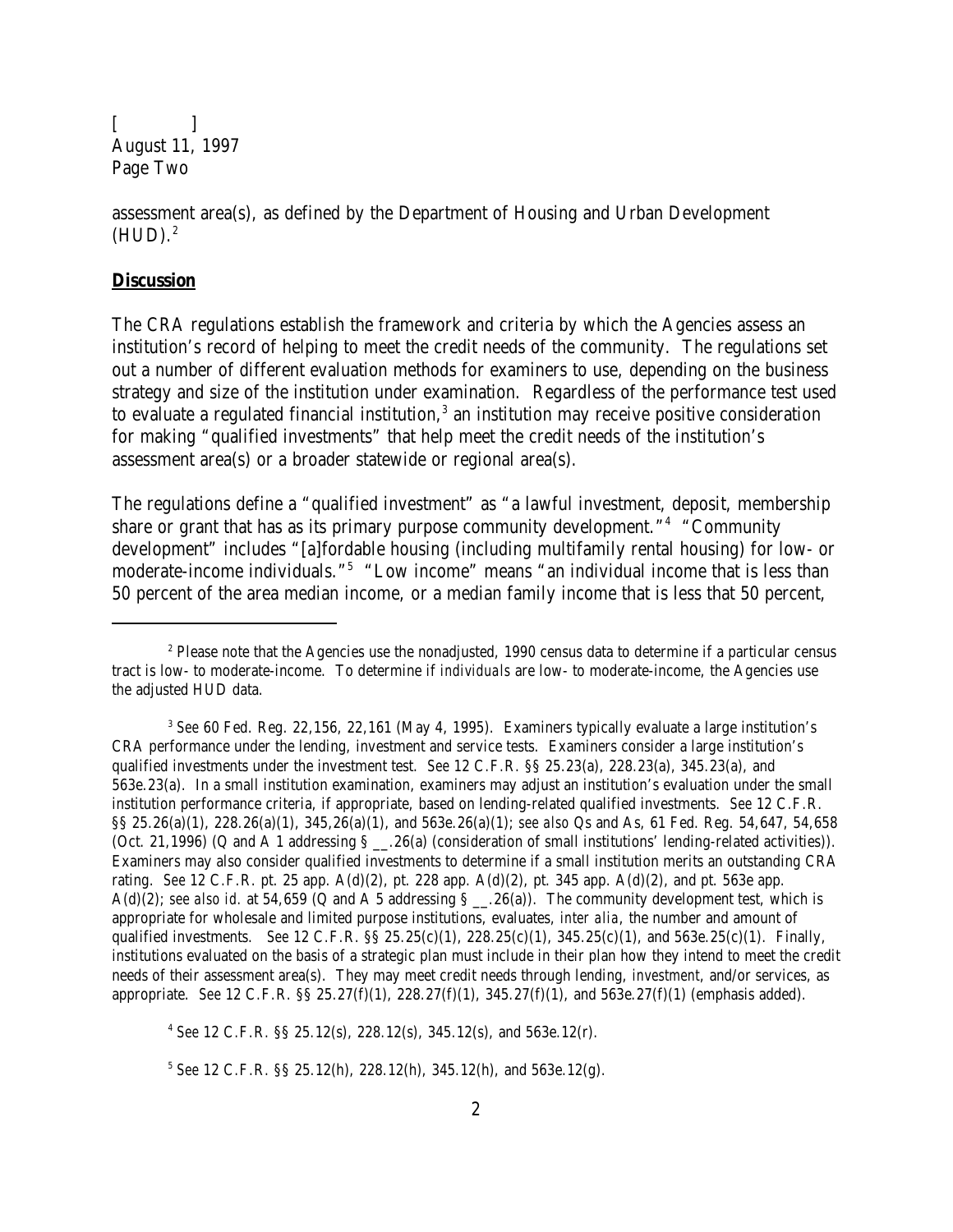assessment area(s), as defined by the Department of Housing and Urban Development (HUD).[2]

**Discussion**

The CRA regulations establish the framework and criteria by which the Agencies assess an institution's record of helping to meet the credit needs of the community. The regulations set out a number of different evaluation methods for examiners to use, depending on the business strategy and size of the institution under examination. Regardless of the performance test used to evaluate a regulated financial institution,[3] an institution may receive positive consideration for making "qualified investments" that help meet the credit needs of the institution's assessment area(s) or a broader statewide or regional area(s).

The regulations define a "qualified investment" as "a lawful investment, deposit, membership share or grant that has as its primary purpose community development."[4] "Community development" includes "[a]fordable housing (including multifamily rental housing) for low- or moderate-income individuals."[5] "Low income" means "an individual income that is less than 50 percent of the area median income, or a median family income that is less that 50 percent,

---

[2] Please note that the Agencies use the nonadjusted, 1990 census data to determine if a particular census tract is low- to moderate-income. To determine if *individuals* are low- to moderate-income, the Agencies use the adjusted HUD data.

[3] *See* 60 Fed. Reg. 22,156, 22,161 (May 4, 1995). Examiners typically evaluate a large institution's CRA performance under the lending, investment and service tests. Examiners consider a large institution's qualified investments under the investment test. *See* 12 C.F.R. §§ 25.23(a), 228.23(a), 345.23(a), and 563e.23(a). In a small institution examination, examiners may adjust an institution's evaluation under the small institution performance criteria, if appropriate, based on lending-related qualified investments. *See* 12 C.F.R. §§ 25.26(a)(1), 228.26(a)(1), 345,26(a)(1), and 563e.26(a)(1); *see also* Qs and As, 61 Fed. Reg. 54,647, 54,658 (Oct. 21,1996) (Q and A 1 addressing § __.26(a) (consideration of small institutions' lending-related activities)). Examiners may also consider qualified investments to determine if a small institution merits an outstanding CRA rating. *See* 12 C.F.R. pt. 25 app. A(d)(2), pt. 228 app. A(d)(2), pt. 345 app. A(d)(2), and pt. 563e app. A(d)(2); *see also id.* at 54,659 (Q and A 5 addressing § __.26(a)). The community development test, which is appropriate for wholesale and limited purpose institutions, evaluates, *inter alia*, the number and amount of qualified investments. *See* 12 C.F.R. §§ 25.25(c)(1), 228.25(c)(1), 345.25(c)(1), and 563e.25(c)(1). Finally, institutions evaluated on the basis of a strategic plan must include in their plan how they intend to meet the credit needs of their assessment area(s). They may meet credit needs through lending, *investment*, and/or services, as appropriate. *See* 12 C.F.R. §§ 25.27(f)(1), 228.27(f)(1), 345.27(f)(1), and 563e.27(f)(1) (emphasis added).

[4] *See* 12 C.F.R. §§ 25.12(s), 228.12(s), 345.12(s), and 563e.12(r).

[5] *See* 12 C.F.R. §§ 25.12(h), 228.12(h), 345.12(h), and 563e.12(g).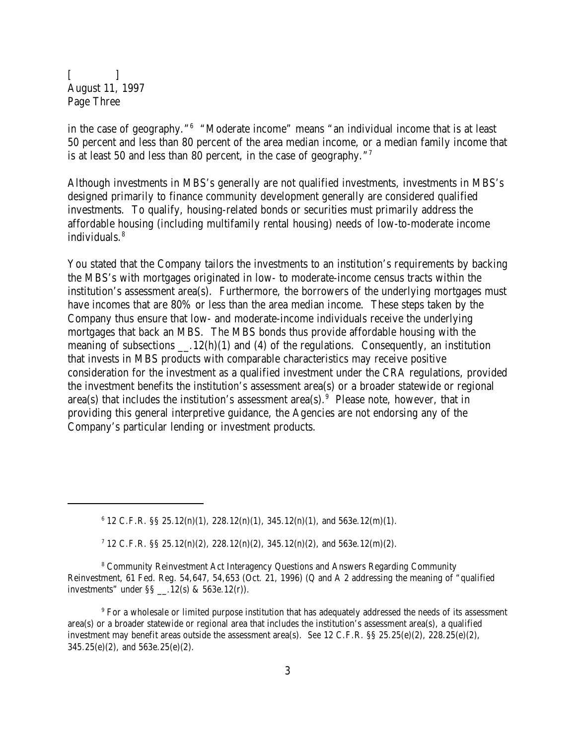in the case of geography."[6] "Moderate income" means "an individual income that is at least 50 percent and less than 80 percent of the area median income, or a median family income that is at least 50 and less than 80 percent, in the case of geography."[7]

Although investments in MBS's generally are not qualified investments, investments in MBS's designed primarily to finance community development generally are considered qualified investments. To qualify, housing-related bonds or securities must primarily address the affordable housing (including multifamily rental housing) needs of low-to-moderate income individuals.[8]

You stated that the Company tailors the investments to an institution's requirements by backing the MBS's with mortgages originated in low- to moderate-income census tracts within the institution's assessment area(s). Furthermore, the borrowers of the underlying mortgages must have incomes that are 80% or less than the area median income. These steps taken by the Company thus ensure that low- and moderate-income individuals receive the underlying mortgages that back an MBS. The MBS bonds thus provide affordable housing with the meaning of subsections __.12(h)(1) and (4) of the regulations. Consequently, an institution that invests in MBS products with comparable characteristics may receive positive consideration for the investment as a qualified investment under the CRA regulations, provided the investment benefits the institution's assessment area(s) or a broader statewide or regional area(s) that includes the institution's assessment area(s).[9] Please note, however, that in providing this general interpretive guidance, the Agencies are not endorsing any of the Company's particular lending or investment products.

---

[6] 12 C.F.R. §§ 25.12(n)(1), 228.12(n)(1), 345.12(n)(1), and 563e.12(m)(1).

[7] 12 C.F.R. §§ 25.12(n)(2), 228.12(n)(2), 345.12(n)(2), and 563e.12(m)(2).

[8] Community Reinvestment Act Interagency Questions and Answers Regarding Community Reinvestment, 61 Fed. Reg. 54,647, 54,653 (Oct. 21, 1996) (Q and A 2 addressing the meaning of "qualified investments" under §§ __.12(s) & 563e.12(r)).

[9] For a wholesale or limited purpose institution that has adequately addressed the needs of its assessment area(s) or a broader statewide or regional area that includes the institution's assessment area(s), a qualified investment may benefit areas outside the assessment area(s). *See* 12 C.F.R. §§ 25.25(e)(2), 228.25(e)(2), 345.25(e)(2), and 563e.25(e)(2).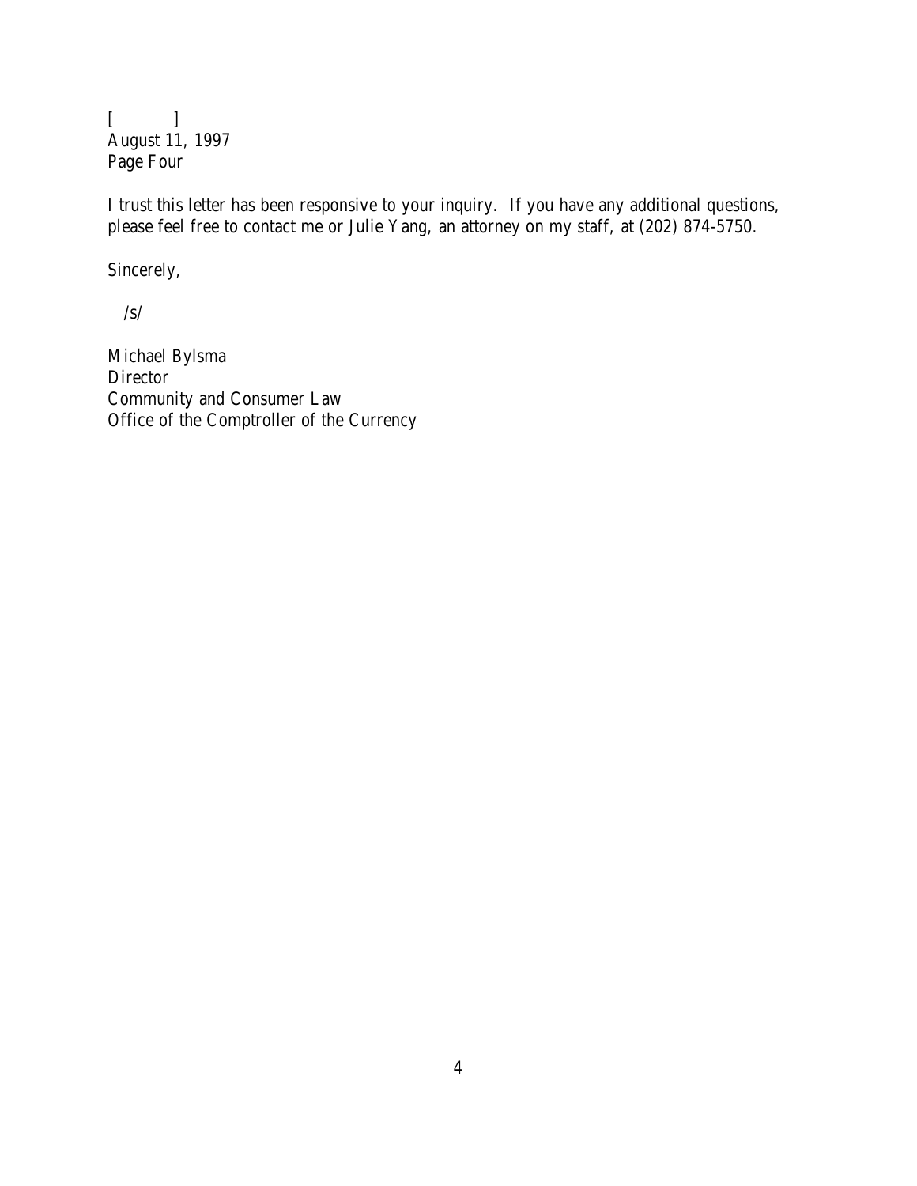[ ]
August 11, 1997
Page Four

I trust this letter has been responsive to your inquiry. If you have any additional questions, please feel free to contact me or Julie Yang, an attorney on my staff, at (202) 874-5750.

Sincerely,

/s/

Michael Bylsma
Director
Community and Consumer Law
Office of the Comptroller of the Currency